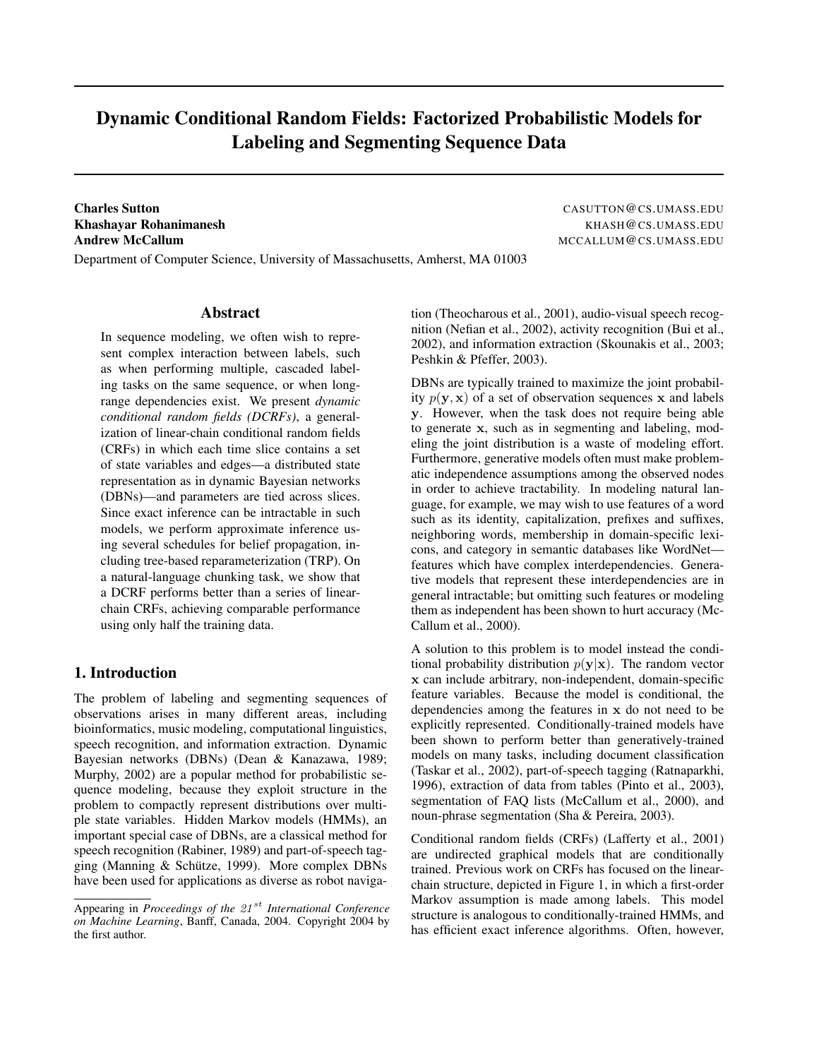# Dynamic Conditional Random Fields: Factorized Probabilistic Models for Labeling and Segmenting Sequence Data

**Charles Sutton** CASUTTON@CS.UMASS.EDU
**Khashayar Rohanimanesh** KHASH@CS.UMASS.EDU
**Andrew McCallum** MCCALLUM@CS.UMASS.EDU

Department of Computer Science, University of Massachusetts, Amherst, MA 01003

## Abstract

In sequence modeling, we often wish to represent complex interaction between labels, such as when performing multiple, cascaded labeling tasks on the same sequence, or when long-range dependencies exist. We present *dynamic conditional random fields (DCRFs)*, a generalization of linear-chain conditional random fields (CRFs) in which each time slice contains a set of state variables and edges—a distributed state representation as in dynamic Bayesian networks (DBNs)—and parameters are tied across slices. Since exact inference can be intractable in such models, we perform approximate inference using several schedules for belief propagation, including tree-based reparameterization (TRP). On a natural-language chunking task, we show that a DCRF performs better than a series of linear-chain CRFs, achieving comparable performance using only half the training data.

## 1. Introduction

The problem of labeling and segmenting sequences of observations arises in many different areas, including bioinformatics, music modeling, computational linguistics, speech recognition, and information extraction. Dynamic Bayesian networks (DBNs) (Dean & Kanazawa, 1989; Murphy, 2002) are a popular method for probabilistic sequence modeling, because they exploit structure in the problem to compactly represent distributions over multiple state variables. Hidden Markov models (HMMs), an important special case of DBNs, are a classical method for speech recognition (Rabiner, 1989) and part-of-speech tagging (Manning & Schütze, 1999). More complex DBNs have been used for applications as diverse as robot navigation (Theocharous et al., 2001), audio-visual speech recognition (Nefian et al., 2002), activity recognition (Bui et al., 2002), and information extraction (Skounakis et al., 2003; Peshkin & Pfeffer, 2003).

DBNs are typically trained to maximize the joint probability $p(\mathbf{y}, \mathbf{x})$ of a set of observation sequences $\mathbf{x}$ and labels $\mathbf{y}$. However, when the task does not require being able to generate $\mathbf{x}$, such as in segmenting and labeling, modeling the joint distribution is a waste of modeling effort. Furthermore, generative models often must make problematic independence assumptions among the observed nodes in order to achieve tractability. In modeling natural language, for example, we may wish to use features of a word such as its identity, capitalization, prefixes and suffixes, neighboring words, membership in domain-specific lexicons, and category in semantic databases like WordNet—features which have complex interdependencies. Generative models that represent these interdependencies are in general intractable; but omitting such features or modeling them as independent has been shown to hurt accuracy (McCallum et al., 2000).

A solution to this problem is to model instead the conditional probability distribution $p(\mathbf{y}|\mathbf{x})$. The random vector $\mathbf{x}$ can include arbitrary, non-independent, domain-specific feature variables. Because the model is conditional, the dependencies among the features in $\mathbf{x}$ do not need to be explicitly represented. Conditionally-trained models have been shown to perform better than generatively-trained models on many tasks, including document classification (Taskar et al., 2002), part-of-speech tagging (Ratnaparkhi, 1996), extraction of data from tables (Pinto et al., 2003), segmentation of FAQ lists (McCallum et al., 2000), and noun-phrase segmentation (Sha & Pereira, 2003).

Conditional random fields (CRFs) (Lafferty et al., 2001) are undirected graphical models that are conditionally trained. Previous work on CRFs has focused on the linear-chain structure, depicted in Figure 1, in which a first-order Markov assumption is made among labels. This model structure is analogous to conditionally-trained HMMs, and has efficient exact inference algorithms. Often, however,

Appearing in *Proceedings of the $21^{st}$ International Conference on Machine Learning*, Banff, Canada, 2004. Copyright 2004 by the first author.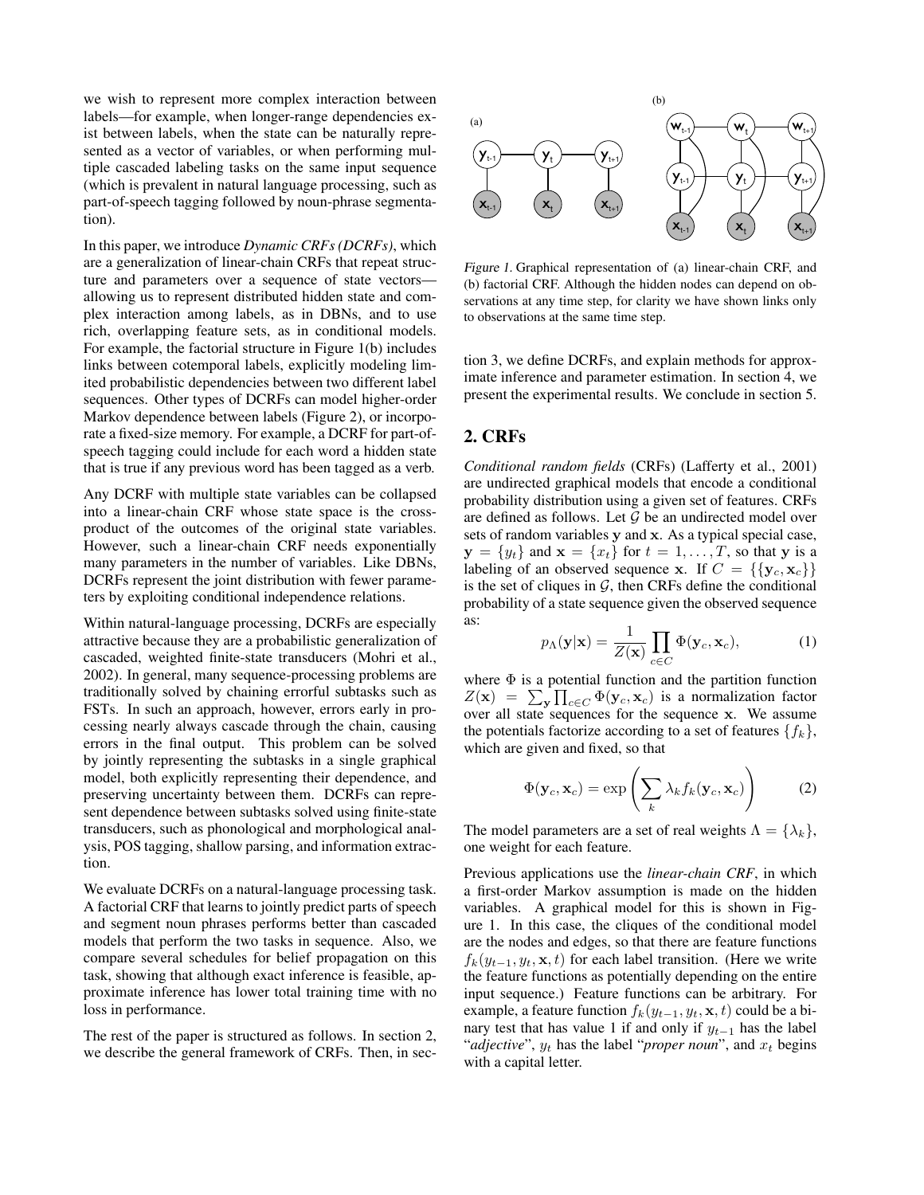we wish to represent more complex interaction between labels—for example, when longer-range dependencies exist between labels, when the state can be naturally represented as a vector of variables, or when performing multiple cascaded labeling tasks on the same input sequence (which is prevalent in natural language processing, such as part-of-speech tagging followed by noun-phrase segmentation).

In this paper, we introduce *Dynamic CRFs (DCRFs)*, which are a generalization of linear-chain CRFs that repeat structure and parameters over a sequence of state vectors—allowing us to represent distributed hidden state and complex interaction among labels, as in DBNs, and to use rich, overlapping feature sets, as in conditional models. For example, the factorial structure in Figure 1(b) includes links between cotemporal labels, explicitly modeling limited probabilistic dependencies between two different label sequences. Other types of DCRFs can model higher-order Markov dependence between labels (Figure 2), or incorporate a fixed-size memory. For example, a DCRF for part-of-speech tagging could include for each word a hidden state that is true if any previous word has been tagged as a verb.

Any DCRF with multiple state variables can be collapsed into a linear-chain CRF whose state space is the cross-product of the outcomes of the original state variables. However, such a linear-chain CRF needs exponentially many parameters in the number of variables. Like DBNs, DCRFs represent the joint distribution with fewer parameters by exploiting conditional independence relations.

Within natural-language processing, DCRFs are especially attractive because they are a probabilistic generalization of cascaded, weighted finite-state transducers (Mohri et al., 2002). In general, many sequence-processing problems are traditionally solved by chaining errorful subtasks such as FSTs. In such an approach, however, errors early in processing nearly always cascade through the chain, causing errors in the final output. This problem can be solved by jointly representing the subtasks in a single graphical model, both explicitly representing their dependence, and preserving uncertainty between them. DCRFs can represent dependence between subtasks solved using finite-state transducers, such as phonological and morphological analysis, POS tagging, shallow parsing, and information extraction.

We evaluate DCRFs on a natural-language processing task. A factorial CRF that learns to jointly predict parts of speech and segment noun phrases performs better than cascaded models that perform the two tasks in sequence. Also, we compare several schedules for belief propagation on this task, showing that although exact inference is feasible, approximate inference has lower total training time with no loss in performance.

The rest of the paper is structured as follows. In section 2, we describe the general framework of CRFs. Then, in section 3, we define DCRFs, and explain methods for approximate inference and parameter estimation. In section 4, we present the experimental results. We conclude in section 5.

(a)

(b)

*Figure 1.* Graphical representation of (a) linear-chain CRF, and (b) factorial CRF. Although the hidden nodes can depend on observations at any time step, for clarity we have shown links only to observations at the same time step.

## 2. CRFs

*Conditional random fields* (CRFs) (Lafferty et al., 2001) are undirected graphical models that encode a conditional probability distribution using a given set of features. CRFs are defined as follows. Let $\mathcal{G}$ be an undirected model over sets of random variables $\mathbf{y}$ and $\mathbf{x}$. As a typical special case, $\mathbf{y} = \{y_t\}$ and $\mathbf{x} = \{x_t\}$ for $t = 1, \ldots, T$, so that $\mathbf{y}$ is a labeling of an observed sequence $\mathbf{x}$. If $C = \{\{\mathbf{y}_c, \mathbf{x}_c\}\}$ is the set of cliques in $\mathcal{G}$, then CRFs define the conditional probability of a state sequence given the observed sequence as:

$$p_\Lambda(\mathbf{y}|\mathbf{x}) = \frac{1}{Z(\mathbf{x})} \prod_{c \in C} \Phi(\mathbf{y}_c, \mathbf{x}_c), \tag{1}$$

where $\Phi$ is a potential function and the partition function $Z(\mathbf{x}) = \sum_{\mathbf{y}} \prod_{c \in C} \Phi(\mathbf{y}_c, \mathbf{x}_c)$ is a normalization factor over all state sequences for the sequence $\mathbf{x}$. We assume the potentials factorize according to a set of features $\{f_k\}$, which are given and fixed, so that

$$\Phi(\mathbf{y}_c, \mathbf{x}_c) = \exp\left(\sum_k \lambda_k f_k(\mathbf{y}_c, \mathbf{x}_c)\right) \tag{2}$$

The model parameters are a set of real weights $\Lambda = \{\lambda_k\}$, one weight for each feature.

Previous applications use the *linear-chain CRF*, in which a first-order Markov assumption is made on the hidden variables. A graphical model for this is shown in Figure 1. In this case, the cliques of the conditional model are the nodes and edges, so that there are feature functions $f_k(y_{t-1}, y_t, \mathbf{x}, t)$ for each label transition. (Here we write the feature functions as potentially depending on the entire input sequence.) Feature functions can be arbitrary. For example, a feature function $f_k(y_{t-1}, y_t, \mathbf{x}, t)$ could be a binary test that has value 1 if and only if $y_{t-1}$ has the label "*adjective*", $y_t$ has the label "*proper noun*", and $x_t$ begins with a capital letter.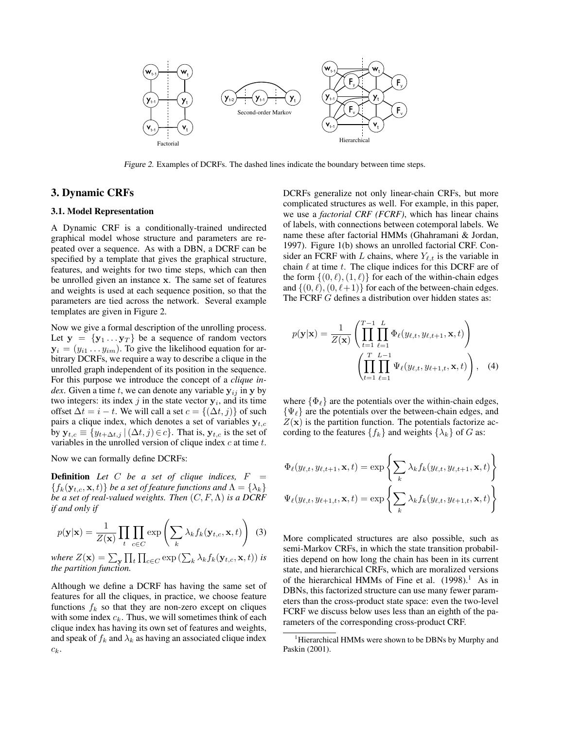Figure 2. Examples of DCRFs. The dashed lines indicate the boundary between time steps.

## 3. Dynamic CRFs

### 3.1. Model Representation

A Dynamic CRF is a conditionally-trained undirected graphical model whose structure and parameters are repeated over a sequence. As with a DBN, a DCRF can be specified by a template that gives the graphical structure, features, and weights for two time steps, which can then be unrolled given an instance $\mathbf{x}$. The same set of features and weights is used at each sequence position, so that the parameters are tied across the network. Several example templates are given in Figure 2.

Now we give a formal description of the unrolling process. Let $\mathbf{y} = \{\mathbf{y}_1 \dots \mathbf{y}_T\}$ be a sequence of random vectors $\mathbf{y}_i = (y_{i1} \dots y_{im})$. To give the likelihood equation for arbitrary DCRFs, we require a way to describe a clique in the unrolled graph independent of its position in the sequence. For this purpose we introduce the concept of a *clique index*. Given a time $t$, we can denote any variable $\mathbf{y}_{ij}$ in $\mathbf{y}$ by two integers: its index $j$ in the state vector $\mathbf{y}_i$, and its time offset $\Delta t = i - t$. We will call a set $c = \{(\Delta t, j)\}$ of such pairs a clique index, which denotes a set of variables $\mathbf{y}_{t,c}$ by $\mathbf{y}_{t,c} \equiv \{y_{t+\Delta t, j} \,|\, (\Delta t, j) \in c\}$. That is, $\mathbf{y}_{t,c}$ is the set of variables in the unrolled version of clique index $c$ at time $t$.

Now we can formally define DCRFs:

**Definition** *Let $C$ be a set of clique indices, $F = \{f_k(\mathbf{y}_{t,c}, \mathbf{x}, t)\}$ be a set of feature functions and $\Lambda = \{\lambda_k\}$ be a set of real-valued weights. Then $(C, F, \Lambda)$ is a DCRF if and only if*

$$p(\mathbf{y}|\mathbf{x}) = \frac{1}{Z(\mathbf{x})} \prod_t \prod_{c \in C} \exp\left(\sum_k \lambda_k f_k(\mathbf{y}_{t,c}, \mathbf{x}, t)\right) \quad (3)$$

*where $Z(\mathbf{x}) = \sum_{\mathbf{y}} \prod_t \prod_{c \in C} \exp\left(\sum_k \lambda_k f_k(\mathbf{y}_{t,c}, \mathbf{x}, t)\right)$ is the partition function.*

Although we define a DCRF has having the same set of features for all the cliques, in practice, we choose feature functions $f_k$ so that they are non-zero except on cliques with some index $c_k$. Thus, we will sometimes think of each clique index has having its own set of features and weights, and speak of $f_k$ and $\lambda_k$ as having an associated clique index $c_k$.

DCRFs generalize not only linear-chain CRFs, but more complicated structures as well. For example, in this paper, we use a *factorial CRF (FCRF)*, which has linear chains of labels, with connections between cotemporal labels. We name these after factorial HMMs (Ghahramani & Jordan, 1997). Figure 1(b) shows an unrolled factorial CRF. Consider an FCRF with $L$ chains, where $Y_{\ell,t}$ is the variable in chain $\ell$ at time $t$. The clique indices for this DCRF are of the form $\{(0, \ell), (1, \ell)\}$ for each of the within-chain edges and $\{(0, \ell), (0, \ell+1)\}$ for each of the between-chain edges. The FCRF $G$ defines a distribution over hidden states as:

$$p(\mathbf{y}|\mathbf{x}) = \frac{1}{Z(\mathbf{x})} \left( \prod_{t=1}^{T-1} \prod_{\ell=1}^{L} \Phi_\ell(y_{\ell,t}, y_{\ell,t+1}, \mathbf{x}, t) \right) \left( \prod_{t=1}^{T} \prod_{\ell=1}^{L-1} \Psi_\ell(y_{\ell,t}, y_{\ell+1,t}, \mathbf{x}, t) \right), \quad (4)$$

where $\{\Phi_\ell\}$ are the potentials over the within-chain edges, $\{\Psi_\ell\}$ are the potentials over the between-chain edges, and $Z(\mathbf{x})$ is the partition function. The potentials factorize according to the features $\{f_k\}$ and weights $\{\lambda_k\}$ of $G$ as:

$$\Phi_\ell(y_{\ell,t}, y_{\ell,t+1}, \mathbf{x}, t) = \exp\left\{ \sum_k \lambda_k f_k(y_{\ell,t}, y_{\ell,t+1}, \mathbf{x}, t) \right\}$$

$$\Psi_\ell(y_{\ell,t}, y_{\ell+1,t}, \mathbf{x}, t) = \exp\left\{ \sum_k \lambda_k f_k(y_{\ell,t}, y_{\ell+1,t}, \mathbf{x}, t) \right\}$$

More complicated structures are also possible, such as semi-Markov CRFs, in which the state transition probabilities depend on how long the chain has been in its current state, and hierarchical CRFs, which are moralized versions of the hierarchical HMMs of Fine et al. (1998).[1] As in DBNs, this factorized structure can use many fewer parameters than the cross-product state space: even the two-level FCRF we discuss below uses less than an eighth of the parameters of the corresponding cross-product CRF.

[1] Hierarchical HMMs were shown to be DBNs by Murphy and Paskin (2001).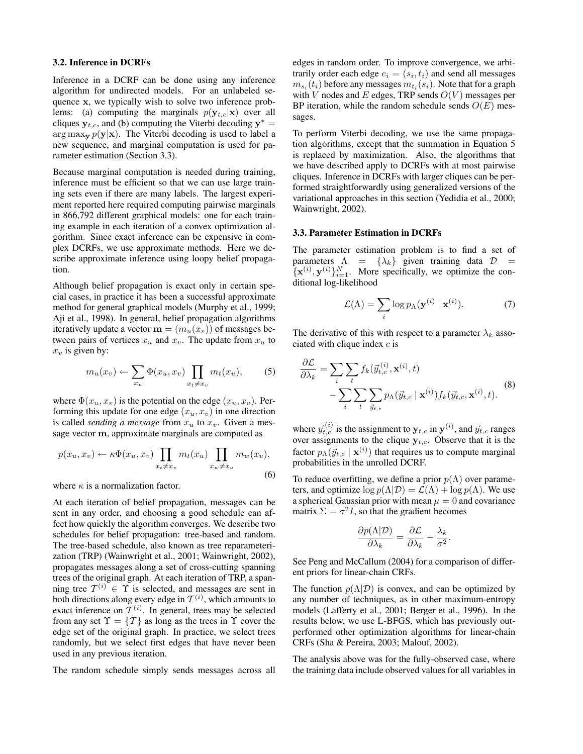### 3.2. Inference in DCRFs

Inference in a DCRF can be done using any inference algorithm for undirected models. For an unlabeled sequence $\mathbf{x}$, we typically wish to solve two inference problems: (a) computing the marginals $p(\mathbf{y}_{t,c}|\mathbf{x})$ over all cliques $\mathbf{y}_{t,c}$, and (b) computing the Viterbi decoding $\mathbf{y}^* = \arg\max_{\mathbf{y}} p(\mathbf{y}|\mathbf{x})$. The Viterbi decoding is used to label a new sequence, and marginal computation is used for parameter estimation (Section 3.3).

Because marginal computation is needed during training, inference must be efficient so that we can use large training sets even if there are many labels. The largest experiment reported here required computing pairwise marginals in 866,792 different graphical models: one for each training example in each iteration of a convex optimization algorithm. Since exact inference can be expensive in complex DCRFs, we use approximate methods. Here we describe approximate inference using loopy belief propagation.

Although belief propagation is exact only in certain special cases, in practice it has been a successful approximate method for general graphical models (Murphy et al., 1999; Aji et al., 1998). In general, belief propagation algorithms iteratively update a vector $\mathbf{m} = (m_u(x_v))$ of messages between pairs of vertices $x_u$ and $x_v$. The update from $x_u$ to $x_v$ is given by:

$$m_u(x_v) \leftarrow \sum_{x_u} \Phi(x_u, x_v) \prod_{x_t \neq x_v} m_t(x_u), \tag{5}$$

where $\Phi(x_u, x_v)$ is the potential on the edge $(x_u, x_v)$. Performing this update for one edge $(x_u, x_v)$ in one direction is called *sending a message* from $x_u$ to $x_v$. Given a message vector $\mathbf{m}$, approximate marginals are computed as

$$p(x_u, x_v) \leftarrow \kappa \Phi(x_u, x_v) \prod_{x_t \neq x_v} m_t(x_u) \prod_{x_w \neq x_u} m_w(x_v), \tag{6}$$

where $\kappa$ is a normalization factor.

At each iteration of belief propagation, messages can be sent in any order, and choosing a good schedule can affect how quickly the algorithm converges. We describe two schedules for belief propagation: tree-based and random. The tree-based schedule, also known as tree reparameterization (TRP) (Wainwright et al., 2001; Wainwright, 2002), propagates messages along a set of cross-cutting spanning trees of the original graph. At each iteration of TRP, a spanning tree $\mathcal{T}^{(i)} \in \Upsilon$ is selected, and messages are sent in both directions along every edge in $\mathcal{T}^{(i)}$, which amounts to exact inference on $\mathcal{T}^{(i)}$. In general, trees may be selected from any set $\Upsilon = \{\mathcal{T}\}$ as long as the trees in $\Upsilon$ cover the edge set of the original graph. In practice, we select trees randomly, but we select first edges that have never been used in any previous iteration.

The random schedule simply sends messages across all edges in random order. To improve convergence, we arbitrarily order each edge $e_i = (s_i, t_i)$ and send all messages $m_{s_i}(t_i)$ before any messages $m_{t_i}(s_i)$. Note that for a graph with $V$ nodes and $E$ edges, TRP sends $O(V)$ messages per BP iteration, while the random schedule sends $O(E)$ messages.

To perform Viterbi decoding, we use the same propagation algorithms, except that the summation in Equation 5 is replaced by maximization. Also, the algorithms that we have described apply to DCRFs with at most pairwise cliques. Inference in DCRFs with larger cliques can be performed straightforwardly using generalized versions of the variational approaches in this section (Yedidia et al., 2000; Wainwright, 2002).

### 3.3. Parameter Estimation in DCRFs

The parameter estimation problem is to find a set of parameters $\Lambda = \{\lambda_k\}$ given training data $\mathcal{D} = \{\mathbf{x}^{(i)}, \mathbf{y}^{(i)}\}_{i=1}^{N}$. More specifically, we optimize the conditional log-likelihood

$$\mathcal{L}(\Lambda) = \sum_i \log p_\Lambda(\mathbf{y}^{(i)} \mid \mathbf{x}^{(i)}). \tag{7}$$

The derivative of this with respect to a parameter $\lambda_k$ associated with clique index $c$ is

$$\begin{aligned} \frac{\partial \mathcal{L}}{\partial \lambda_k} = & \sum_i \sum_t f_k(\vec{y}_{t,c}^{(i)}, \mathbf{x}^{(i)}, t) \\ & - \sum_i \sum_t \sum_{\vec{y}_{t,c}} p_\Lambda(\vec{y}_{t,c} \mid \mathbf{x}^{(i)}) f_k(\vec{y}_{t,c}, \mathbf{x}^{(i)}, t). \end{aligned} \tag{8}$$

where $\vec{y}_{t,c}^{(i)}$ is the assignment to $\mathbf{y}_{t,c}$ in $\mathbf{y}^{(i)}$, and $\vec{y}_{t,c}$ ranges over assignments to the clique $\mathbf{y}_{t,c}$. Observe that it is the factor $p_\Lambda(\vec{y}_{t,c} \mid \mathbf{x}^{(i)})$ that requires us to compute marginal probabilities in the unrolled DCRF.

To reduce overfitting, we define a prior $p(\Lambda)$ over parameters, and optimize $\log p(\Lambda|\mathcal{D}) = \mathcal{L}(\Lambda) + \log p(\Lambda)$. We use a spherical Gaussian prior with mean $\mu = 0$ and covariance matrix $\Sigma = \sigma^2 I$, so that the gradient becomes

$$\frac{\partial p(\Lambda|\mathcal{D})}{\partial \lambda_k} = \frac{\partial \mathcal{L}}{\partial \lambda_k} - \frac{\lambda_k}{\sigma^2}.$$

See Peng and McCallum (2004) for a comparison of different priors for linear-chain CRFs.

The function $p(\Lambda|\mathcal{D})$ is convex, and can be optimized by any number of techniques, as in other maximum-entropy models (Lafferty et al., 2001; Berger et al., 1996). In the results below, we use L-BFGS, which has previously outperformed other optimization algorithms for linear-chain CRFs (Sha & Pereira, 2003; Malouf, 2002).

The analysis above was for the fully-observed case, where the training data include observed values for all variables in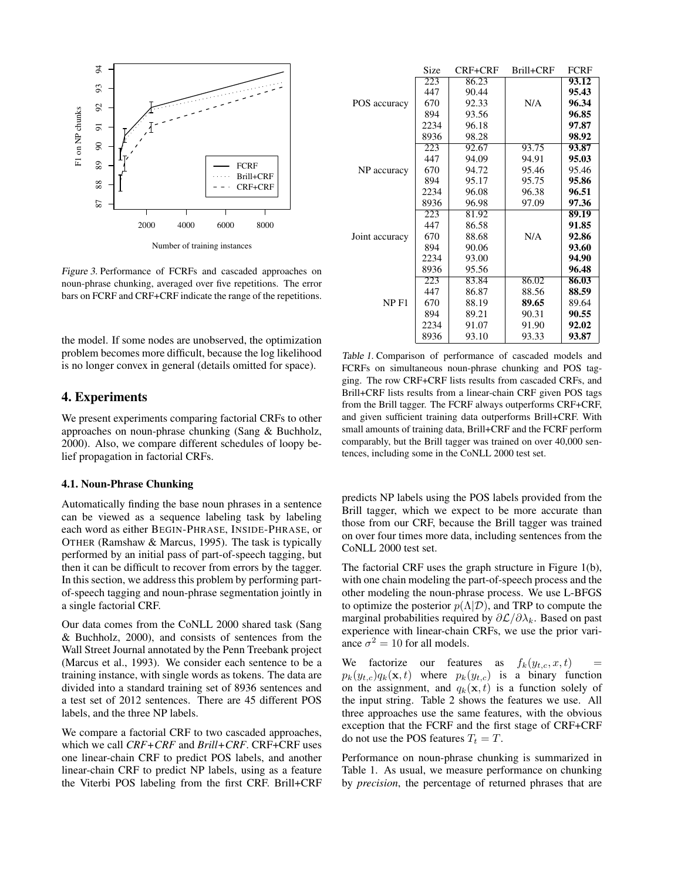Figure 3. Performance of FCRFs and cascaded approaches on noun-phrase chunking, averaged over five repetitions. The error bars on FCRF and CRF+CRF indicate the range of the repetitions.

the model. If some nodes are unobserved, the optimization problem becomes more difficult, because the log likelihood is no longer convex in general (details omitted for space).

## 4. Experiments

We present experiments comparing factorial CRFs to other approaches on noun-phrase chunking (Sang & Buchholz, 2000). Also, we compare different schedules of loopy belief propagation in factorial CRFs.

### 4.1. Noun-Phrase Chunking

Automatically finding the base noun phrases in a sentence can be viewed as a sequence labeling task by labeling each word as either BEGIN-PHRASE, INSIDE-PHRASE, or OTHER (Ramshaw & Marcus, 1995). The task is typically performed by an initial pass of part-of-speech tagging, but then it can be difficult to recover from errors by the tagger. In this section, we address this problem by performing part-of-speech tagging and noun-phrase segmentation jointly in a single factorial CRF.

Our data comes from the CoNLL 2000 shared task (Sang & Buchholz, 2000), and consists of sentences from the Wall Street Journal annotated by the Penn Treebank project (Marcus et al., 1993). We consider each sentence to be a training instance, with single words as tokens. The data are divided into a standard training set of 8936 sentences and a test set of 2012 sentences. There are 45 different POS labels, and the three NP labels.

We compare a factorial CRF to two cascaded approaches, which we call *CRF+CRF* and *Brill+CRF*. CRF+CRF uses one linear-chain CRF to predict POS labels, and another linear-chain CRF to predict NP labels, using as a feature the Viterbi POS labeling from the first CRF. Brill+CRF predicts NP labels using the POS labels provided from the Brill tagger, which we expect to be more accurate than those from our CRF, because the Brill tagger was trained on over four times more data, including sentences from the CoNLL 2000 test set.

|  | Size | CRF+CRF | Brill+CRF | FCRF |
|---|---|---|---|---|
| POS accuracy | 223 | 86.23 | N/A | **93.12** |
|  | 447 | 90.44 |  | **95.43** |
|  | 670 | 92.33 |  | **96.34** |
|  | 894 | 93.56 |  | **96.85** |
|  | 2234 | 96.18 |  | **97.87** |
|  | 8936 | 98.28 |  | **98.92** |
| NP accuracy | 223 | 92.67 | 93.75 | **93.87** |
|  | 447 | 94.09 | 94.91 | **95.03** |
|  | 670 | 94.72 | 95.46 | 95.46 |
|  | 894 | 95.17 | 95.75 | **95.86** |
|  | 2234 | 96.08 | 96.38 | **96.51** |
|  | 8936 | 96.98 | 97.09 | **97.36** |
| Joint accuracy | 223 | 81.92 | N/A | **89.19** |
|  | 447 | 86.58 |  | **91.85** |
|  | 670 | 88.68 |  | **92.86** |
|  | 894 | 90.06 |  | **93.60** |
|  | 2234 | 93.00 |  | **94.90** |
|  | 8936 | 95.56 |  | **96.48** |
| NP F1 | 223 | 83.84 | 86.02 | **86.03** |
|  | 447 | 86.87 | 88.56 | **88.59** |
|  | 670 | 88.19 | **89.65** | 89.64 |
|  | 894 | 89.21 | 90.31 | **90.55** |
|  | 2234 | 91.07 | 91.90 | **92.02** |
|  | 8936 | 93.10 | 93.33 | **93.87** |

Table 1. Comparison of performance of cascaded models and FCRFs on simultaneous noun-phrase chunking and POS tagging. The row CRF+CRF lists results from cascaded CRFs, and Brill+CRF lists results from a linear-chain CRF given POS tags from the Brill tagger. The FCRF always outperforms CRF+CRF, and given sufficient training data outperforms Brill+CRF. With small amounts of training data, Brill+CRF and the FCRF perform comparably, but the Brill tagger was trained on over 40,000 sentences, including some in the CoNLL 2000 test set.

The factorial CRF uses the graph structure in Figure 1(b), with one chain modeling the part-of-speech process and the other modeling the noun-phrase process. We use L-BFGS to optimize the posterior $p(\Lambda|\mathcal{D})$, and TRP to compute the marginal probabilities required by $\partial\mathcal{L}/\partial\lambda_k$. Based on past experience with linear-chain CRFs, we use the prior variance $\sigma^2 = 10$ for all models.

We factorize our features as $f_k(y_{t,c}, x, t) = p_k(y_{t,c})q_k(\mathbf{x}, t)$ where $p_k(y_{t,c})$ is a binary function on the assignment, and $q_k(\mathbf{x}, t)$ is a function solely of the input string. Table 2 shows the features we use. All three approaches use the same features, with the obvious exception that the FCRF and the first stage of CRF+CRF do not use the POS features $T_t = T$.

Performance on noun-phrase chunking is summarized in Table 1. As usual, we measure performance on chunking by *precision*, the percentage of returned phrases that are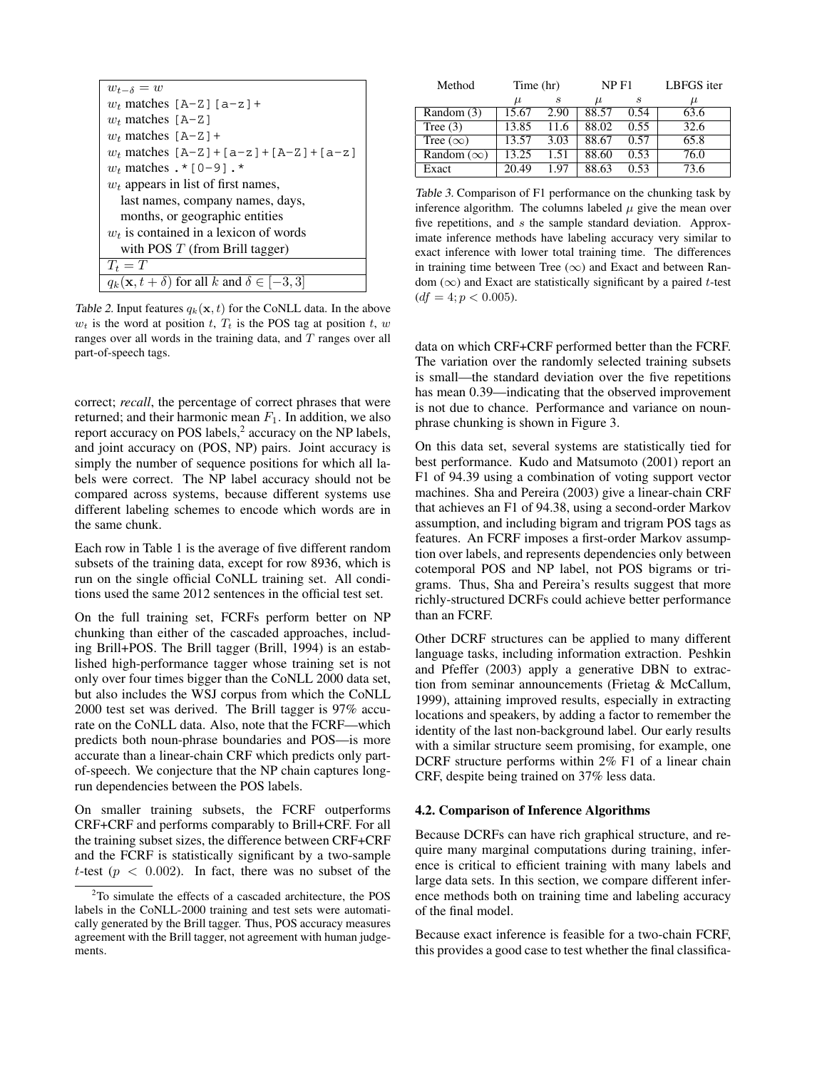| |
|---|
| $w_{t-\delta} = w$ |
| $w_t$ matches `[A-Z][a-z]+` |
| $w_t$ matches `[A-Z]` |
| $w_t$ matches `[A-Z]+` |
| $w_t$ matches `[A-Z]+[a-z]+[A-Z]+[a-z]` |
| $w_t$ matches `.*[0-9].*` |
| $w_t$ appears in list of first names, last names, company names, days, months, or geographic entities |
| $w_t$ is contained in a lexicon of words with POS $T$ (from Brill tagger) |
| $T_t = T$ |
| $q_k(\mathbf{x}, t + \delta)$ for all $k$ and $\delta \in [-3, 3]$ |

*Table 2.* Input features $q_k(\mathbf{x}, t)$ for the CoNLL data. In the above $w_t$ is the word at position $t$, $T_t$ is the POS tag at position $t$, $w$ ranges over all words in the training data, and $T$ ranges over all part-of-speech tags.

correct; *recall*, the percentage of correct phrases that were returned; and their harmonic mean $F_1$. In addition, we also report accuracy on POS labels,[2] accuracy on the NP labels, and joint accuracy on (POS, NP) pairs. Joint accuracy is simply the number of sequence positions for which all labels were correct. The NP label accuracy should not be compared across systems, because different systems use different labeling schemes to encode which words are in the same chunk.

Each row in Table 1 is the average of five different random subsets of the training data, except for row 8936, which is run on the single official CoNLL training set. All conditions used the same 2012 sentences in the official test set.

On the full training set, FCRFs perform better on NP chunking than either of the cascaded approaches, including Brill+POS. The Brill tagger (Brill, 1994) is an established high-performance tagger whose training set is not only over four times bigger than the CoNLL 2000 data set, but also includes the WSJ corpus from which the CoNLL 2000 test set was derived. The Brill tagger is 97% accurate on the CoNLL data. Also, note that the FCRF—which predicts both noun-phrase boundaries and POS—is more accurate than a linear-chain CRF which predicts only part-of-speech. We conjecture that the NP chain captures long-run dependencies between the POS labels.

On smaller training subsets, the FCRF outperforms CRF+CRF and performs comparably to Brill+CRF. For all the training subset sizes, the difference between CRF+CRF and the FCRF is statistically significant by a two-sample $t$-test ($p < 0.002$). In fact, there was no subset of the data on which CRF+CRF performed better than the FCRF. The variation over the randomly selected training subsets is small—the standard deviation over the five repetitions has mean 0.39—indicating that the observed improvement is not due to chance. Performance and variance on noun-phrase chunking is shown in Figure 3.

[2] To simulate the effects of a cascaded architecture, the POS labels in the CoNLL-2000 training and test sets were automatically generated by the Brill tagger. Thus, POS accuracy measures agreement with the Brill tagger, not agreement with human judgements.

| Method | Time (hr) | | NP F1 | | LBFGS iter |
|---|---|---|---|---|---|
| | $\mu$ | $s$ | $\mu$ | $s$ | $\mu$ |
| Random (3) | 15.67 | 2.90 | 88.57 | 0.54 | 63.6 |
| Tree (3) | 13.85 | 11.6 | 88.02 | 0.55 | 32.6 |
| Tree ($\infty$) | 13.57 | 3.03 | 88.67 | 0.57 | 65.8 |
| Random ($\infty$) | 13.25 | 1.51 | 88.60 | 0.53 | 76.0 |
| Exact | 20.49 | 1.97 | 88.63 | 0.53 | 73.6 |

*Table 3.* Comparison of F1 performance on the chunking task by inference algorithm. The columns labeled $\mu$ give the mean over five repetitions, and $s$ the sample standard deviation. Approximate inference methods have labeling accuracy very similar to exact inference with lower total training time. The differences in training time between Tree ($\infty$) and Exact and between Random ($\infty$) and Exact are statistically significant by a paired $t$-test ($df = 4; p < 0.005$).

On this data set, several systems are statistically tied for best performance. Kudo and Matsumoto (2001) report an F1 of 94.39 using a combination of voting support vector machines. Sha and Pereira (2003) give a linear-chain CRF that achieves an F1 of 94.38, using a second-order Markov assumption, and including bigram and trigram POS tags as features. An FCRF imposes a first-order Markov assumption over labels, and represents dependencies only between cotemporal POS and NP label, not POS bigrams or trigrams. Thus, Sha and Pereira's results suggest that more richly-structured DCRFs could achieve better performance than an FCRF.

Other DCRF structures can be applied to many different language tasks, including information extraction. Peshkin and Pfeffer (2003) apply a generative DBN to extraction from seminar announcements (Frietag & McCallum, 1999), attaining improved results, especially in extracting locations and speakers, by adding a factor to remember the identity of the last non-background label. Our early results with a similar structure seem promising, for example, one DCRF structure performs within 2% F1 of a linear chain CRF, despite being trained on 37% less data.

### 4.2. Comparison of Inference Algorithms

Because DCRFs can have rich graphical structure, and require many marginal computations during training, inference is critical to efficient training with many labels and large data sets. In this section, we compare different inference methods both on training time and labeling accuracy of the final model.

Because exact inference is feasible for a two-chain FCRF, this provides a good case to test whether the final classifica-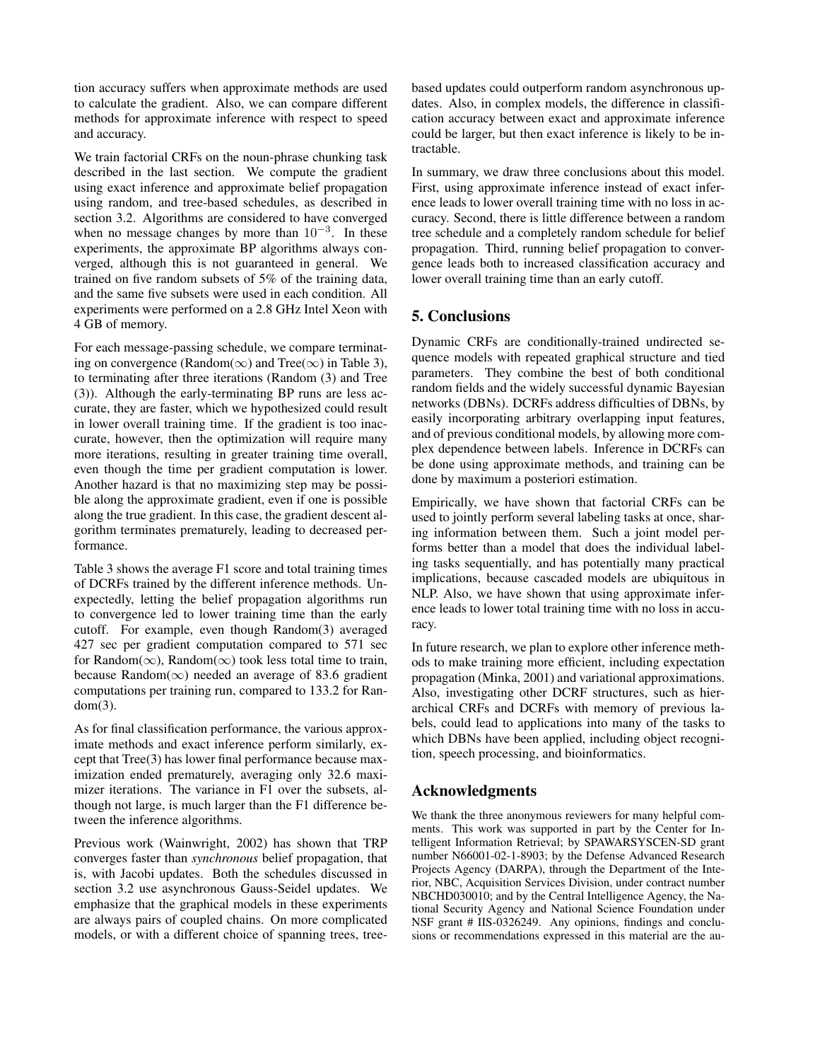tion accuracy suffers when approximate methods are used to calculate the gradient. Also, we can compare different methods for approximate inference with respect to speed and accuracy.

We train factorial CRFs on the noun-phrase chunking task described in the last section. We compute the gradient using exact inference and approximate belief propagation using random, and tree-based schedules, as described in section 3.2. Algorithms are considered to have converged when no message changes by more than $10^{-3}$. In these experiments, the approximate BP algorithms always converged, although this is not guaranteed in general. We trained on five random subsets of 5% of the training data, and the same five subsets were used in each condition. All experiments were performed on a 2.8 GHz Intel Xeon with 4 GB of memory.

For each message-passing schedule, we compare terminating on convergence (Random($\infty$) and Tree($\infty$) in Table 3), to terminating after three iterations (Random (3) and Tree (3)). Although the early-terminating BP runs are less accurate, they are faster, which we hypothesized could result in lower overall training time. If the gradient is too inaccurate, however, then the optimization will require many more iterations, resulting in greater training time overall, even though the time per gradient computation is lower. Another hazard is that no maximizing step may be possible along the approximate gradient, even if one is possible along the true gradient. In this case, the gradient descent algorithm terminates prematurely, leading to decreased performance.

Table 3 shows the average F1 score and total training times of DCRFs trained by the different inference methods. Unexpectedly, letting the belief propagation algorithms run to convergence led to lower training time than the early cutoff. For example, even though Random(3) averaged 427 sec per gradient computation compared to 571 sec for Random($\infty$), Random($\infty$) took less total time to train, because Random($\infty$) needed an average of 83.6 gradient computations per training run, compared to 133.2 for Random(3).

As for final classification performance, the various approximate methods and exact inference perform similarly, except that Tree(3) has lower final performance because maximization ended prematurely, averaging only 32.6 maximizer iterations. The variance in F1 over the subsets, although not large, is much larger than the F1 difference between the inference algorithms.

Previous work (Wainwright, 2002) has shown that TRP converges faster than *synchronous* belief propagation, that is, with Jacobi updates. Both the schedules discussed in section 3.2 use asynchronous Gauss-Seidel updates. We emphasize that the graphical models in these experiments are always pairs of coupled chains. On more complicated models, or with a different choice of spanning trees, tree-based updates could outperform random asynchronous updates. Also, in complex models, the difference in classification accuracy between exact and approximate inference could be larger, but then exact inference is likely to be intractable.

In summary, we draw three conclusions about this model. First, using approximate inference instead of exact inference leads to lower overall training time with no loss in accuracy. Second, there is little difference between a random tree schedule and a completely random schedule for belief propagation. Third, running belief propagation to convergence leads both to increased classification accuracy and lower overall training time than an early cutoff.

## 5. Conclusions

Dynamic CRFs are conditionally-trained undirected sequence models with repeated graphical structure and tied parameters. They combine the best of both conditional random fields and the widely successful dynamic Bayesian networks (DBNs). DCRFs address difficulties of DBNs, by easily incorporating arbitrary overlapping input features, and of previous conditional models, by allowing more complex dependence between labels. Inference in DCRFs can be done using approximate methods, and training can be done by maximum a posteriori estimation.

Empirically, we have shown that factorial CRFs can be used to jointly perform several labeling tasks at once, sharing information between them. Such a joint model performs better than a model that does the individual labeling tasks sequentially, and has potentially many practical implications, because cascaded models are ubiquitous in NLP. Also, we have shown that using approximate inference leads to lower total training time with no loss in accuracy.

In future research, we plan to explore other inference methods to make training more efficient, including expectation propagation (Minka, 2001) and variational approximations. Also, investigating other DCRF structures, such as hierarchical CRFs and DCRFs with memory of previous labels, could lead to applications into many of the tasks to which DBNs have been applied, including object recognition, speech processing, and bioinformatics.

## Acknowledgments

We thank the three anonymous reviewers for many helpful comments. This work was supported in part by the Center for Intelligent Information Retrieval; by SPAWARSYSCEN-SD grant number N66001-02-1-8903; by the Defense Advanced Research Projects Agency (DARPA), through the Department of the Interior, NBC, Acquisition Services Division, under contract number NBCHD030010; and by the Central Intelligence Agency, the National Security Agency and National Science Foundation under NSF grant # IIS-0326249. Any opinions, findings and conclusions or recommendations expressed in this material are the au-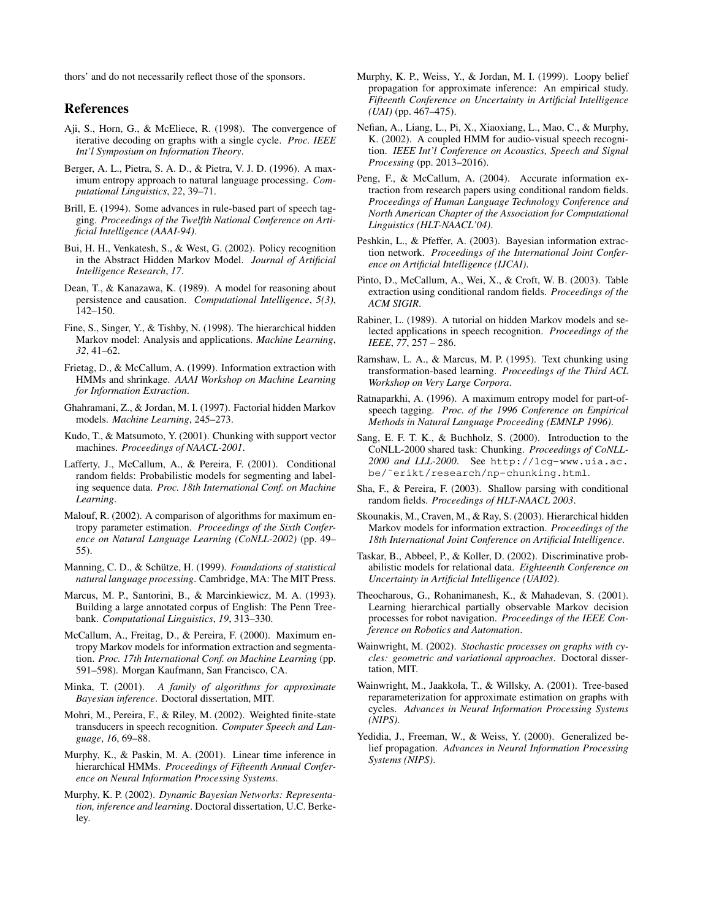thors' and do not necessarily reflect those of the sponsors.

## References

Aji, S., Horn, G., & McEliece, R. (1998). The convergence of iterative decoding on graphs with a single cycle. *Proc. IEEE Int'l Symposium on Information Theory*.

Berger, A. L., Pietra, S. A. D., & Pietra, V. J. D. (1996). A maximum entropy approach to natural language processing. *Computational Linguistics*, *22*, 39–71.

Brill, E. (1994). Some advances in rule-based part of speech tagging. *Proceedings of the Twelfth National Conference on Artificial Intelligence (AAAI-94)*.

Bui, H. H., Venkatesh, S., & West, G. (2002). Policy recognition in the Abstract Hidden Markov Model. *Journal of Artificial Intelligence Research*, *17*.

Dean, T., & Kanazawa, K. (1989). A model for reasoning about persistence and causation. *Computational Intelligence*, *5(3)*, 142–150.

Fine, S., Singer, Y., & Tishby, N. (1998). The hierarchical hidden Markov model: Analysis and applications. *Machine Learning*, *32*, 41–62.

Frietag, D., & McCallum, A. (1999). Information extraction with HMMs and shrinkage. *AAAI Workshop on Machine Learning for Information Extraction*.

Ghahramani, Z., & Jordan, M. I. (1997). Factorial hidden Markov models. *Machine Learning*, 245–273.

Kudo, T., & Matsumoto, Y. (2001). Chunking with support vector machines. *Proceedings of NAACL-2001*.

Lafferty, J., McCallum, A., & Pereira, F. (2001). Conditional random fields: Probabilistic models for segmenting and labeling sequence data. *Proc. 18th International Conf. on Machine Learning*.

Malouf, R. (2002). A comparison of algorithms for maximum entropy parameter estimation. *Proceedings of the Sixth Conference on Natural Language Learning (CoNLL-2002)* (pp. 49–55).

Manning, C. D., & Schütze, H. (1999). *Foundations of statistical natural language processing*. Cambridge, MA: The MIT Press.

Marcus, M. P., Santorini, B., & Marcinkiewicz, M. A. (1993). Building a large annotated corpus of English: The Penn Treebank. *Computational Linguistics*, *19*, 313–330.

McCallum, A., Freitag, D., & Pereira, F. (2000). Maximum entropy Markov models for information extraction and segmentation. *Proc. 17th International Conf. on Machine Learning* (pp. 591–598). Morgan Kaufmann, San Francisco, CA.

Minka, T. (2001). *A family of algorithms for approximate Bayesian inference*. Doctoral dissertation, MIT.

Mohri, M., Pereira, F., & Riley, M. (2002). Weighted finite-state transducers in speech recognition. *Computer Speech and Language*, *16*, 69–88.

Murphy, K., & Paskin, M. A. (2001). Linear time inference in hierarchical HMMs. *Proceedings of Fifteenth Annual Conference on Neural Information Processing Systems*.

Murphy, K. P. (2002). *Dynamic Bayesian Networks: Representation, inference and learning*. Doctoral dissertation, U.C. Berkeley.

Murphy, K. P., Weiss, Y., & Jordan, M. I. (1999). Loopy belief propagation for approximate inference: An empirical study. *Fifteenth Conference on Uncertainty in Artificial Intelligence (UAI)* (pp. 467–475).

Nefian, A., Liang, L., Pi, X., Xiaoxiang, L., Mao, C., & Murphy, K. (2002). A coupled HMM for audio-visual speech recognition. *IEEE Int'l Conference on Acoustics, Speech and Signal Processing* (pp. 2013–2016).

Peng, F., & McCallum, A. (2004). Accurate information extraction from research papers using conditional random fields. *Proceedings of Human Language Technology Conference and North American Chapter of the Association for Computational Linguistics (HLT-NAACL'04)*.

Peshkin, L., & Pfeffer, A. (2003). Bayesian information extraction network. *Proceedings of the International Joint Conference on Artificial Intelligence (IJCAI)*.

Pinto, D., McCallum, A., Wei, X., & Croft, W. B. (2003). Table extraction using conditional random fields. *Proceedings of the ACM SIGIR*.

Rabiner, L. (1989). A tutorial on hidden Markov models and selected applications in speech recognition. *Proceedings of the IEEE*, *77*, 257 – 286.

Ramshaw, L. A., & Marcus, M. P. (1995). Text chunking using transformation-based learning. *Proceedings of the Third ACL Workshop on Very Large Corpora*.

Ratnaparkhi, A. (1996). A maximum entropy model for part-of-speech tagging. *Proc. of the 1996 Conference on Empirical Methods in Natural Language Proceeding (EMNLP 1996)*.

Sang, E. F. T. K., & Buchholz, S. (2000). Introduction to the CoNLL-2000 shared task: Chunking. *Proceedings of CoNLL-2000 and LLL-2000*. See `http://lcg-www.uia.ac.be/~erikt/research/np-chunking.html`.

Sha, F., & Pereira, F. (2003). Shallow parsing with conditional random fields. *Proceedings of HLT-NAACL 2003*.

Skounakis, M., Craven, M., & Ray, S. (2003). Hierarchical hidden Markov models for information extraction. *Proceedings of the 18th International Joint Conference on Artificial Intelligence*.

Taskar, B., Abbeel, P., & Koller, D. (2002). Discriminative probabilistic models for relational data. *Eighteenth Conference on Uncertainty in Artificial Intelligence (UAI02)*.

Theocharous, G., Rohanimanesh, K., & Mahadevan, S. (2001). Learning hierarchical partially observable Markov decision processes for robot navigation. *Proceedings of the IEEE Conference on Robotics and Automation*.

Wainwright, M. (2002). *Stochastic processes on graphs with cycles: geometric and variational approaches*. Doctoral dissertation, MIT.

Wainwright, M., Jaakkola, T., & Willsky, A. (2001). Tree-based reparameterization for approximate estimation on graphs with cycles. *Advances in Neural Information Processing Systems (NIPS)*.

Yedidia, J., Freeman, W., & Weiss, Y. (2000). Generalized belief propagation. *Advances in Neural Information Processing Systems (NIPS)*.